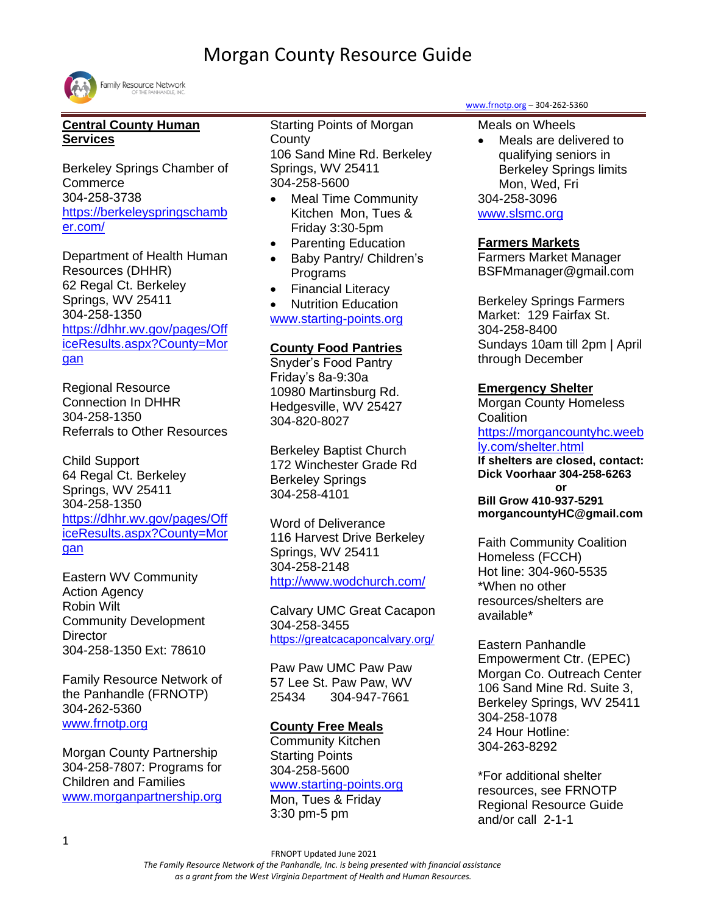# Morgan County Resource Guide

www.frnotp.org – 304-262-5360

## Central County Human Services

Berkeley Springs Chamber of Commerce
304-258-3738
https://berkeleyspringschamber.com/

Department of Health Human Resources (DHHR)
62 Regal Ct. Berkeley Springs, WV 25411
304-258-1350
https://dhhr.wv.gov/pages/OfficeResults.aspx?County=Morgan

Regional Resource Connection In DHHR
304-258-1350
Referrals to Other Resources

Child Support
64 Regal Ct. Berkeley Springs, WV 25411
304-258-1350
https://dhhr.wv.gov/pages/OfficeResults.aspx?County=Morgan

Eastern WV Community Action Agency
Robin Wilt
Community Development Director
304-258-1350 Ext: 78610

Family Resource Network of the Panhandle (FRNOTP)
304-262-5360
www.frnotp.org

Morgan County Partnership
304-258-7807: Programs for Children and Families
www.morganpartnership.org

Starting Points of Morgan County
106 Sand Mine Rd. Berkeley Springs, WV 25411
304-258-5600

- Meal Time Community Kitchen Mon, Tues & Friday 3:30-5pm
- Parenting Education
- Baby Pantry/ Children's Programs
- Financial Literacy
- Nutrition Education

www.starting-points.org

## County Food Pantries

Snyder's Food Pantry
Friday's 8a-9:30a
10980 Martinsburg Rd. Hedgesville, WV 25427
304-820-8027

Berkeley Baptist Church
172 Winchester Grade Rd
Berkeley Springs
304-258-4101

Word of Deliverance
116 Harvest Drive Berkeley Springs, WV 25411
304-258-2148
http://www.wodchurch.com/

Calvary UMC Great Cacapon
304-258-3455
https://greatcacaponcalvary.org/

Paw Paw UMC Paw Paw
57 Lee St. Paw Paw, WV 25434 304-947-7661

## County Free Meals

Community Kitchen
Starting Points
304-258-5600
www.starting-points.org
Mon, Tues & Friday
3:30 pm-5 pm

Meals on Wheels

- Meals are delivered to qualifying seniors in Berkeley Springs limits Mon, Wed, Fri

304-258-3096
www.slsmc.org

## Farmers Markets

Farmers Market Manager
BSFMmanager@gmail.com

Berkeley Springs Farmers Market: 129 Fairfax St.
304-258-8400
Sundays 10am till 2pm | April through December

## Emergency Shelter

Morgan County Homeless Coalition
https://morgancountyhc.weebly.com/shelter.html
**If shelters are closed, contact:**
**Dick Voorhaar 304-258-6263**
**or**
**Bill Grow 410-937-5291**
**morgancountyHC@gmail.com**

Faith Community Coalition Homeless (FCCH)
Hot line: 304-960-5535
*When no other resources/shelters are available*

Eastern Panhandle Empowerment Ctr. (EPEC)
Morgan Co. Outreach Center
106 Sand Mine Rd. Suite 3, Berkeley Springs, WV 25411
304-258-1078
24 Hour Hotline:
304-263-8292

*For additional shelter resources, see FRNOTP Regional Resource Guide and/or call 2-1-1

FRNOPT Updated June 2021

*The Family Resource Network of the Panhandle, Inc. is being presented with financial assistance as a grant from the West Virginia Department of Health and Human Resources.*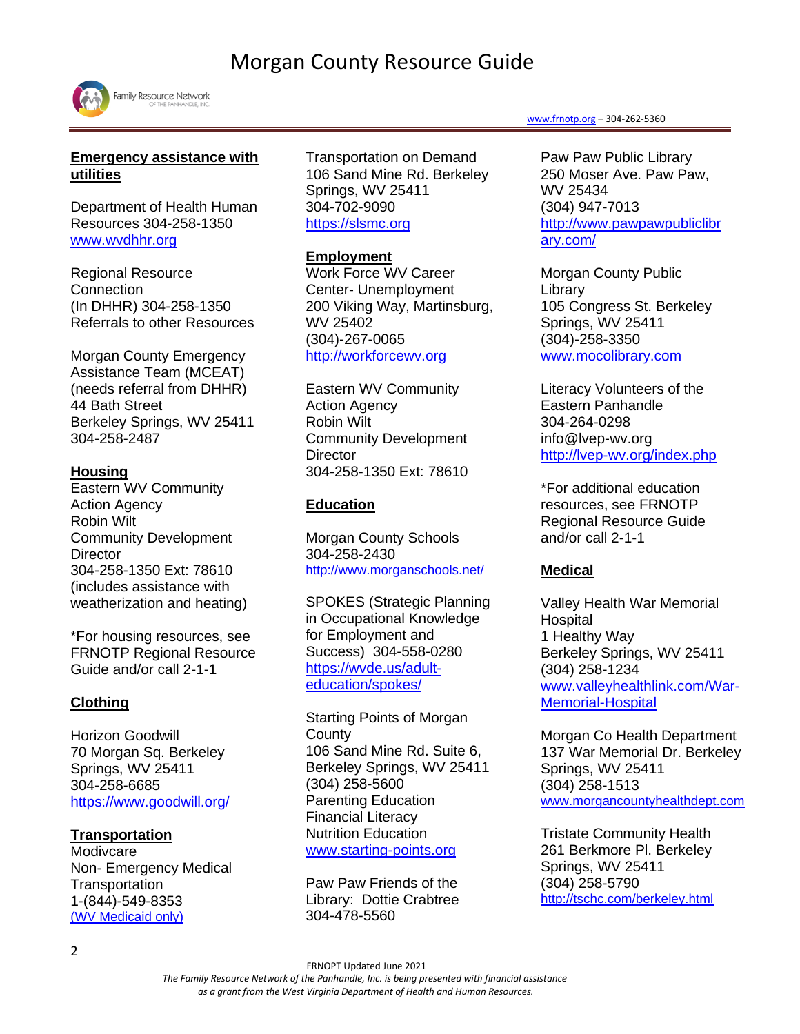# Morgan County Resource Guide

**Emergency assistance with utilities**

Department of Health Human Resources 304-258-1350
www.wvdhhr.org

Regional Resource Connection
(In DHHR) 304-258-1350
Referrals to other Resources

Morgan County Emergency Assistance Team (MCEAT)
(needs referral from DHHR)
44 Bath Street
Berkeley Springs, WV 25411
304-258-2487

**Housing**

Eastern WV Community Action Agency
Robin Wilt
Community Development Director
304-258-1350 Ext: 78610
(includes assistance with weatherization and heating)

*For housing resources, see FRNOTP Regional Resource Guide and/or call 2-1-1

**Clothing**

Horizon Goodwill
70 Morgan Sq. Berkeley Springs, WV 25411
304-258-6685
https://www.goodwill.org/

**Transportation**

Modivcare
Non- Emergency Medical Transportation
1-(844)-549-8353
(WV Medicaid only)

Transportation on Demand
106 Sand Mine Rd. Berkeley Springs, WV 25411
304-702-9090
https://slsmc.org

**Employment**

Work Force WV Career Center- Unemployment
200 Viking Way, Martinsburg, WV 25402
(304)-267-0065
http://workforcewv.org

Eastern WV Community Action Agency
Robin Wilt
Community Development Director
304-258-1350 Ext: 78610

**Education**

Morgan County Schools
304-258-2430
http://www.morganschools.net/

SPOKES (Strategic Planning in Occupational Knowledge for Employment and Success) 304-558-0280
https://wvde.us/adult-education/spokes/

Starting Points of Morgan County
106 Sand Mine Rd. Suite 6, Berkeley Springs, WV 25411
(304) 258-5600
Parenting Education
Financial Literacy
Nutrition Education
www.starting-points.org

Paw Paw Friends of the Library: Dottie Crabtree
304-478-5560

Paw Paw Public Library
250 Moser Ave. Paw Paw, WV 25434
(304) 947-7013
http://www.pawpawpubliclibrary.com/

Morgan County Public Library
105 Congress St. Berkeley Springs, WV 25411
(304)-258-3350
www.mocolibrary.com

Literacy Volunteers of the Eastern Panhandle
304-264-0298
info@lvep-wv.org
http://lvep-wv.org/index.php

*For additional education resources, see FRNOTP Regional Resource Guide and/or call 2-1-1

**Medical**

Valley Health War Memorial Hospital
1 Healthy Way
Berkeley Springs, WV 25411
(304) 258-1234
www.valleyhealthlink.com/War-Memorial-Hospital

Morgan Co Health Department
137 War Memorial Dr. Berkeley Springs, WV 25411
(304) 258-1513
www.morgancountyhealthdept.com

Tristate Community Health
261 Berkmore Pl. Berkeley Springs, WV 25411
(304) 258-5790
http://tschc.com/berkeley.html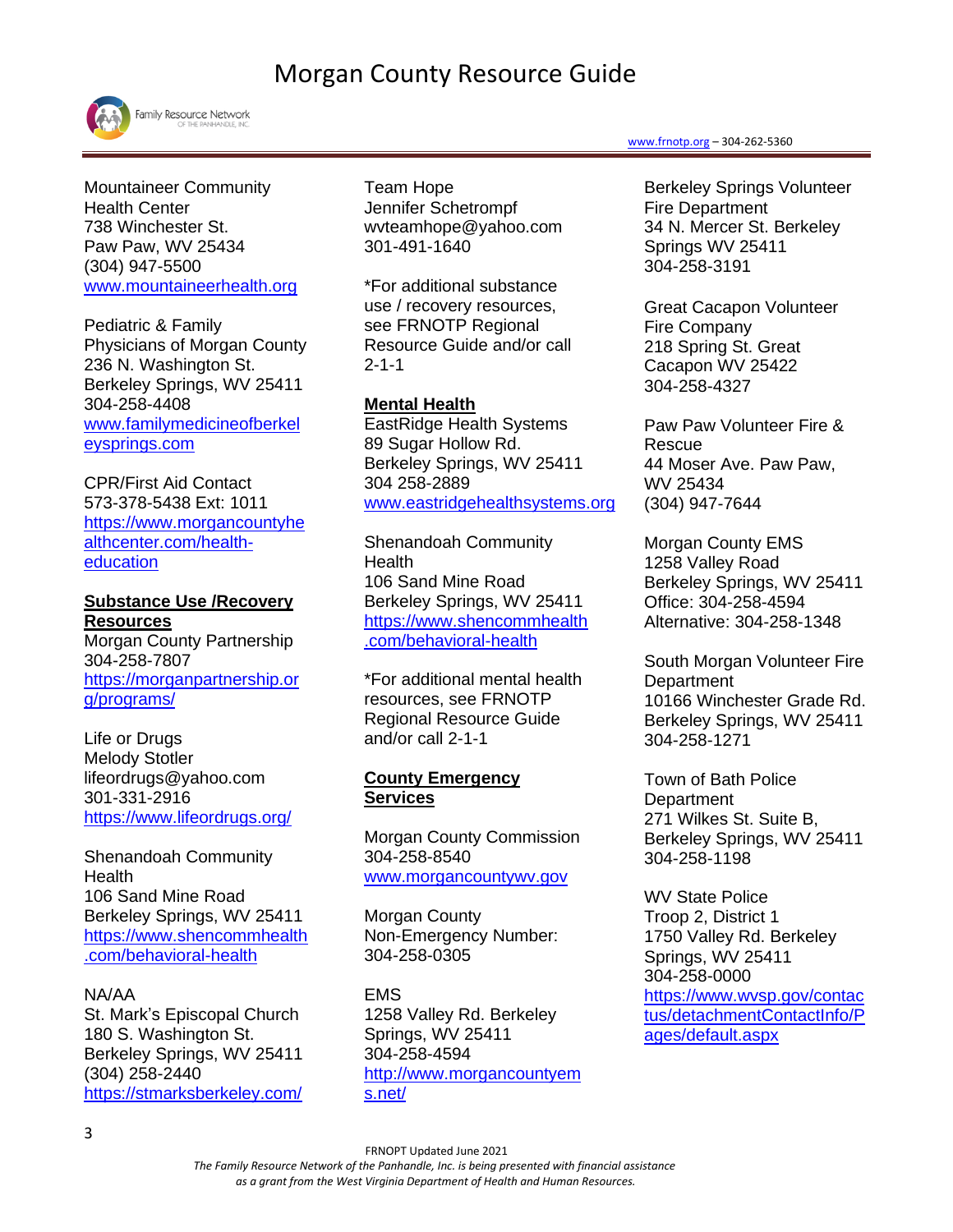Mountaineer Community Health Center
738 Winchester St.
Paw Paw, WV 25434
(304) 947-5500
www.mountaineerhealth.org

Pediatric & Family Physicians of Morgan County
236 N. Washington St.
Berkeley Springs, WV 25411
304-258-4408
www.familymedicineofberkeleysprings.com

CPR/First Aid Contact
573-378-5438 Ext: 1011
https://www.morgancountyhealthcenter.com/health-education

**Substance Use /Recovery Resources**

Morgan County Partnership
304-258-7807
https://morganpartnership.org/programs/

Life or Drugs
Melody Stotler
lifeordrugs@yahoo.com
301-331-2916
https://www.lifeordrugs.org/

Shenandoah Community Health
106 Sand Mine Road
Berkeley Springs, WV 25411
https://www.shencommhealth.com/behavioral-health

NA/AA
St. Mark's Episcopal Church
180 S. Washington St.
Berkeley Springs, WV 25411
(304) 258-2440
https://stmarksberkeley.com/

Team Hope
Jennifer Schetrompf
wvteamhope@yahoo.com
301-491-1640

*For additional substance use / recovery resources, see FRNOTP Regional Resource Guide and/or call 2-1-1

**Mental Health**

EastRidge Health Systems
89 Sugar Hollow Rd.
Berkeley Springs, WV 25411
304 258-2889
www.eastridgehealthsystems.org

Shenandoah Community Health
106 Sand Mine Road
Berkeley Springs, WV 25411
https://www.shencommhealth.com/behavioral-health

*For additional mental health resources, see FRNOTP Regional Resource Guide and/or call 2-1-1

**County Emergency Services**

Morgan County Commission
304-258-8540
www.morgancountywv.gov

Morgan County
Non-Emergency Number:
304-258-0305

EMS
1258 Valley Rd. Berkeley Springs, WV 25411
304-258-4594
http://www.morgancountyems.net/

Berkeley Springs Volunteer Fire Department
34 N. Mercer St. Berkeley Springs WV 25411
304-258-3191

Great Cacapon Volunteer Fire Company
218 Spring St. Great Cacapon WV 25422
304-258-4327

Paw Paw Volunteer Fire & Rescue
44 Moser Ave. Paw Paw, WV 25434
(304) 947-7644

Morgan County EMS
1258 Valley Road
Berkeley Springs, WV 25411
Office: 304-258-4594
Alternative: 304-258-1348

South Morgan Volunteer Fire Department
10166 Winchester Grade Rd.
Berkeley Springs, WV 25411
304-258-1271

Town of Bath Police Department
271 Wilkes St. Suite B,
Berkeley Springs, WV 25411
304-258-1198

WV State Police
Troop 2, District 1
1750 Valley Rd. Berkeley Springs, WV 25411
304-258-0000
https://www.wvsp.gov/contactus/detachmentContactInfo/Pages/default.aspx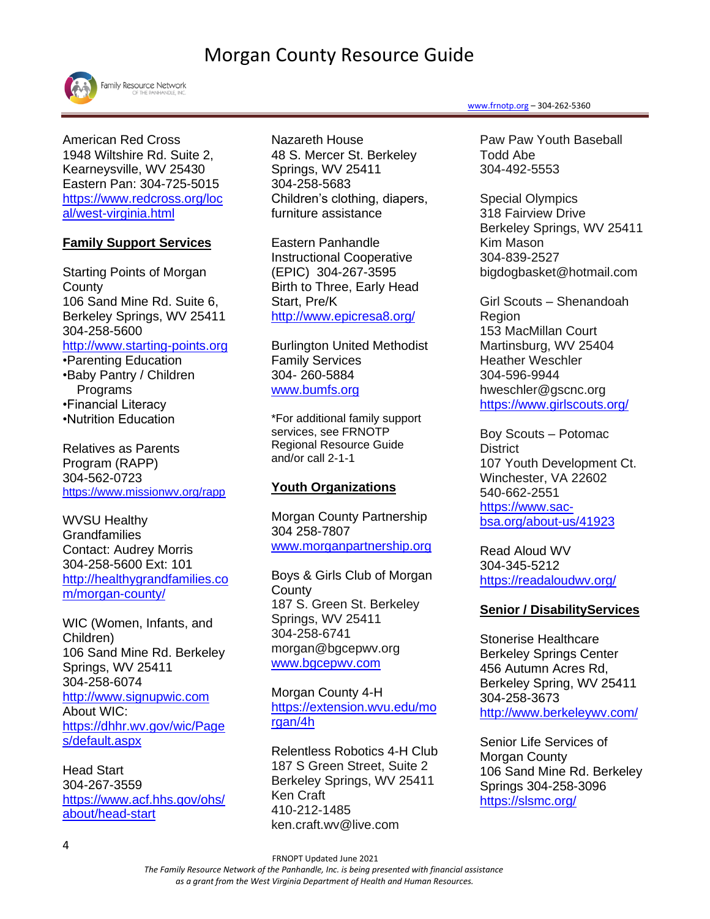American Red Cross
1948 Wiltshire Rd. Suite 2,
Kearneysville, WV 25430
Eastern Pan: 304-725-5015
https://www.redcross.org/local/west-virginia.html

**Family Support Services**

Starting Points of Morgan County
106 Sand Mine Rd. Suite 6,
Berkeley Springs, WV 25411
304-258-5600
http://www.starting-points.org
- Parenting Education
- Baby Pantry / Children Programs
- Financial Literacy
- Nutrition Education

Relatives as Parents Program (RAPP)
304-562-0723
https://www.missionwv.org/rapp

WVSU Healthy Grandfamilies
Contact: Audrey Morris
304-258-5600 Ext: 101
http://healthygrandfamilies.com/morgan-county/

WIC (Women, Infants, and Children)
106 Sand Mine Rd. Berkeley Springs, WV 25411
304-258-6074
http://www.signupwic.com
About WIC:
https://dhhr.wv.gov/wic/Pages/default.aspx

Head Start
304-267-3559
https://www.acf.hhs.gov/ohs/about/head-start

Nazareth House
48 S. Mercer St. Berkeley Springs, WV 25411
304-258-5683
Children's clothing, diapers, furniture assistance

Eastern Panhandle Instructional Cooperative (EPIC) 304-267-3595
Birth to Three, Early Head Start, Pre/K
http://www.epicresa8.org/

Burlington United Methodist Family Services
304- 260-5884
www.bumfs.org

*For additional family support services, see FRNOTP Regional Resource Guide and/or call 2-1-1

**Youth Organizations**

Morgan County Partnership
304 258-7807
www.morganpartnership.org

Boys & Girls Club of Morgan County
187 S. Green St. Berkeley Springs, WV 25411
304-258-6741
morgan@bgcepwv.org
www.bgcepwv.com

Morgan County 4-H
https://extension.wvu.edu/morgan/4h

Relentless Robotics 4-H Club
187 S Green Street, Suite 2
Berkeley Springs, WV 25411
Ken Craft
410-212-1485
ken.craft.wv@live.com

Paw Paw Youth Baseball
Todd Abe
304-492-5553

Special Olympics
318 Fairview Drive
Berkeley Springs, WV 25411
Kim Mason
304-839-2527
bigdogbasket@hotmail.com

Girl Scouts – Shenandoah Region
153 MacMillan Court
Martinsburg, WV 25404
Heather Weschler
304-596-9944
hweschler@gscnc.org
https://www.girlscouts.org/

Boy Scouts – Potomac District
107 Youth Development Ct.
Winchester, VA 22602
540-662-2551
https://www.sac-bsa.org/about-us/41923

Read Aloud WV
304-345-5212
https://readaloudwv.org/

**Senior / DisabilityServices**

Stonerise Healthcare
Berkeley Springs Center
456 Autumn Acres Rd,
Berkeley Spring, WV 25411
304-258-3673
http://www.berkeleywv.com/

Senior Life Services of Morgan County
106 Sand Mine Rd. Berkeley Springs 304-258-3096
https://slsmc.org/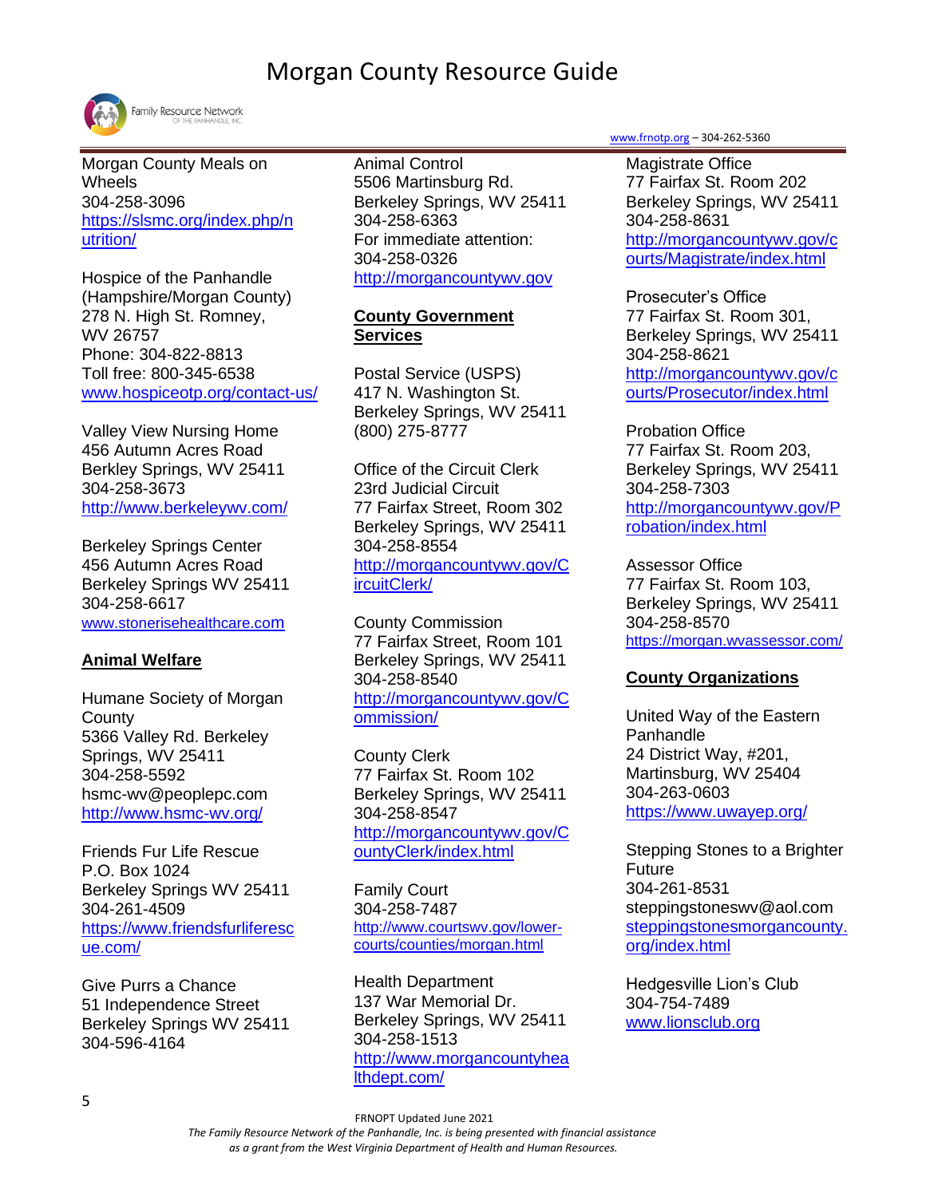Morgan County Meals on Wheels
304-258-3096
https://slsmc.org/index.php/nutrition/

Hospice of the Panhandle (Hampshire/Morgan County)
278 N. High St. Romney, WV 26757
Phone: 304-822-8813
Toll free: 800-345-6538
www.hospiceotp.org/contact-us/

Valley View Nursing Home
456 Autumn Acres Road
Berkley Springs, WV 25411
304-258-3673
http://www.berkeleywv.com/

Berkeley Springs Center
456 Autumn Acres Road
Berkeley Springs WV 25411
304-258-6617
www.stonerisehealthcare.com

## Animal Welfare

Humane Society of Morgan County
5366 Valley Rd. Berkeley Springs, WV 25411
304-258-5592
hsmc-wv@peoplepc.com
http://www.hsmc-wv.org/

Friends Fur Life Rescue
P.O. Box 1024
Berkeley Springs WV 25411
304-261-4509
https://www.friendsfurliferescue.com/

Give Purrs a Chance
51 Independence Street
Berkeley Springs WV 25411
304-596-4164

Animal Control
5506 Martinsburg Rd.
Berkeley Springs, WV 25411
304-258-6363
For immediate attention:
304-258-0326
http://morgancountywv.gov

## County Government Services

Postal Service (USPS)
417 N. Washington St.
Berkeley Springs, WV 25411
(800) 275-8777

Office of the Circuit Clerk
23rd Judicial Circuit
77 Fairfax Street, Room 302
Berkeley Springs, WV 25411
304-258-8554
http://morgancountywv.gov/CircuitClerk/

County Commission
77 Fairfax Street, Room 101
Berkeley Springs, WV 25411
304-258-8540
http://morgancountywv.gov/Commission/

County Clerk
77 Fairfax St. Room 102
Berkeley Springs, WV 25411
304-258-8547
http://morgancountywv.gov/CountyClerk/index.html

Family Court
304-258-7487
http://www.courtswv.gov/lower-courts/counties/morgan.html

Health Department
137 War Memorial Dr.
Berkeley Springs, WV 25411
304-258-1513
http://www.morgancountyhealthdept.com/

Magistrate Office
77 Fairfax St. Room 202
Berkeley Springs, WV 25411
304-258-8631
http://morgancountywv.gov/courts/Magistrate/index.html

Prosecuter's Office
77 Fairfax St. Room 301,
Berkeley Springs, WV 25411
304-258-8621
http://morgancountywv.gov/courts/Prosecutor/index.html

Probation Office
77 Fairfax St. Room 203,
Berkeley Springs, WV 25411
304-258-7303
http://morgancountywv.gov/Probation/index.html

Assessor Office
77 Fairfax St. Room 103,
Berkeley Springs, WV 25411
304-258-8570
https://morgan.wvassessor.com/

## County Organizations

United Way of the Eastern Panhandle
24 District Way, #201,
Martinsburg, WV 25404
304-263-0603
https://www.uwayep.org/

Stepping Stones to a Brighter Future
304-261-8531
steppingstoneswv@aol.com
steppingstonesmorgancounty.org/index.html

Hedgesville Lion's Club
304-754-7489
www.lionsclub.org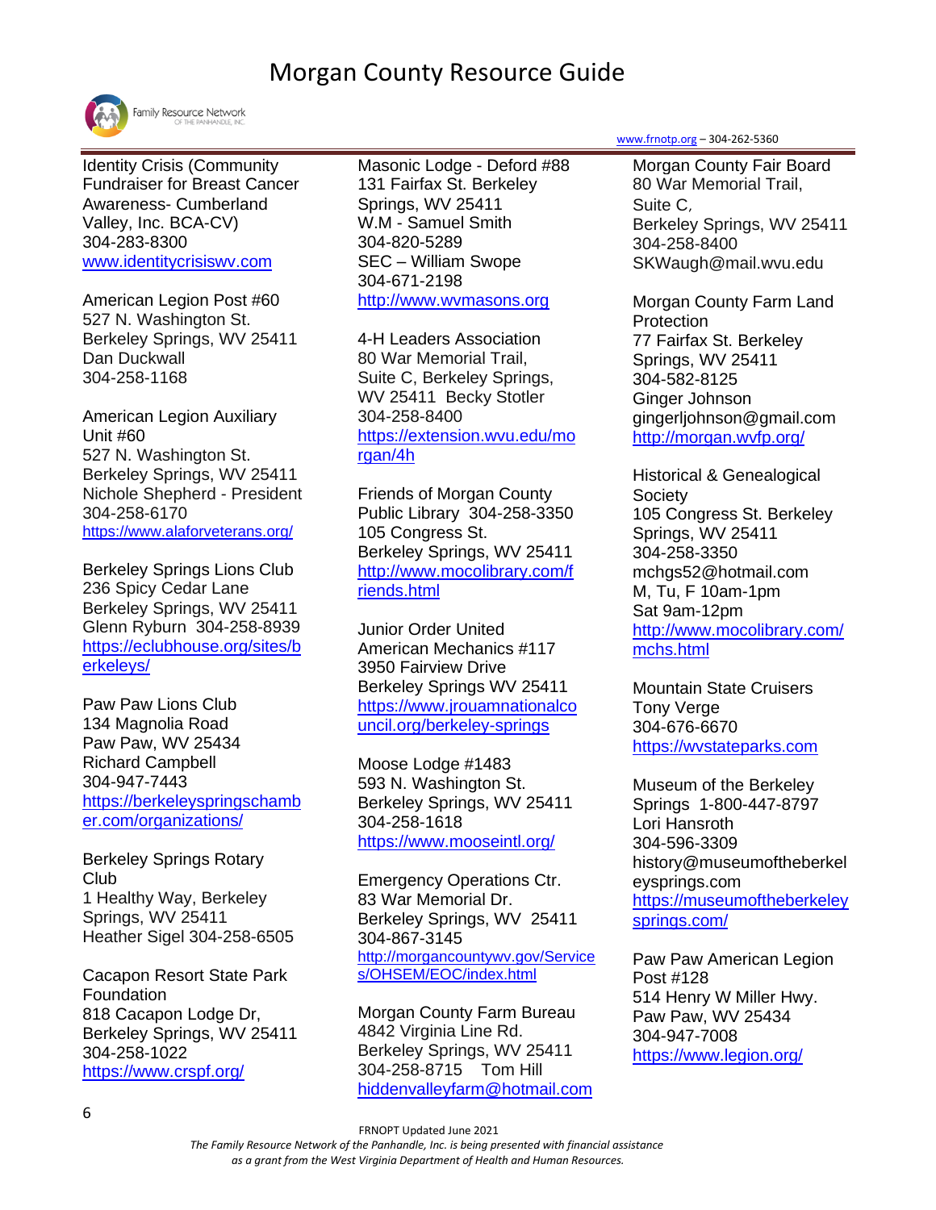Identity Crisis (Community Fundraiser for Breast Cancer Awareness- Cumberland Valley, Inc. BCA-CV)
304-283-8300
www.identitycrisiswv.com

American Legion Post #60
527 N. Washington St.
Berkeley Springs, WV 25411
Dan Duckwall
304-258-1168

American Legion Auxiliary Unit #60
527 N. Washington St.
Berkeley Springs, WV 25411
Nichole Shepherd - President
304-258-6170
https://www.alaforveterans.org/

Berkeley Springs Lions Club
236 Spicy Cedar Lane
Berkeley Springs, WV 25411
Glenn Ryburn 304-258-8939
https://eclubhouse.org/sites/berkeleys/

Paw Paw Lions Club
134 Magnolia Road
Paw Paw, WV 25434
Richard Campbell
304-947-7443
https://berkeleyspringschamber.com/organizations/

Berkeley Springs Rotary Club
1 Healthy Way, Berkeley Springs, WV 25411
Heather Sigel 304-258-6505

Cacapon Resort State Park Foundation
818 Cacapon Lodge Dr, Berkeley Springs, WV 25411
304-258-1022
https://www.crspf.org/

Masonic Lodge - Deford #88
131 Fairfax St. Berkeley Springs, WV 25411
W.M - Samuel Smith
304-820-5289
SEC – William Swope
304-671-2198
http://www.wvmasons.org

4-H Leaders Association
80 War Memorial Trail, Suite C, Berkeley Springs, WV 25411 Becky Stotler
304-258-8400
https://extension.wvu.edu/morgan/4h

Friends of Morgan County Public Library 304-258-3350
105 Congress St.
Berkeley Springs, WV 25411
http://www.mocolibrary.com/friends.html

Junior Order United American Mechanics #117
3950 Fairview Drive
Berkeley Springs WV 25411
https://www.jrouamnationalcouncil.org/berkeley-springs

Moose Lodge #1483
593 N. Washington St.
Berkeley Springs, WV 25411
304-258-1618
https://www.mooseintl.org/

Emergency Operations Ctr.
83 War Memorial Dr.
Berkeley Springs, WV 25411
304-867-3145
http://morgancountywv.gov/Services/OHSEM/EOC/index.html

Morgan County Farm Bureau
4842 Virginia Line Rd.
Berkeley Springs, WV 25411
304-258-8715 Tom Hill
hiddenvalleyfarm@hotmail.com

Morgan County Fair Board
80 War Memorial Trail, Suite C,
Berkeley Springs, WV 25411
304-258-8400
SKWaugh@mail.wvu.edu

Morgan County Farm Land Protection
77 Fairfax St. Berkeley Springs, WV 25411
304-582-8125
Ginger Johnson
gingerljohnson@gmail.com
http://morgan.wvfp.org/

Historical & Genealogical Society
105 Congress St. Berkeley Springs, WV 25411
304-258-3350
mchgs52@hotmail.com
M, Tu, F 10am-1pm
Sat 9am-12pm
http://www.mocolibrary.com/mchs.html

Mountain State Cruisers
Tony Verge
304-676-6670
https://wvstateparks.com

Museum of the Berkeley Springs 1-800-447-8797
Lori Hansroth
304-596-3309
history@museumoftheberkeleysprings.com
https://museumoftheberkeleysprings.com/

Paw Paw American Legion Post #128
514 Henry W Miller Hwy.
Paw Paw, WV 25434
304-947-7008
https://www.legion.org/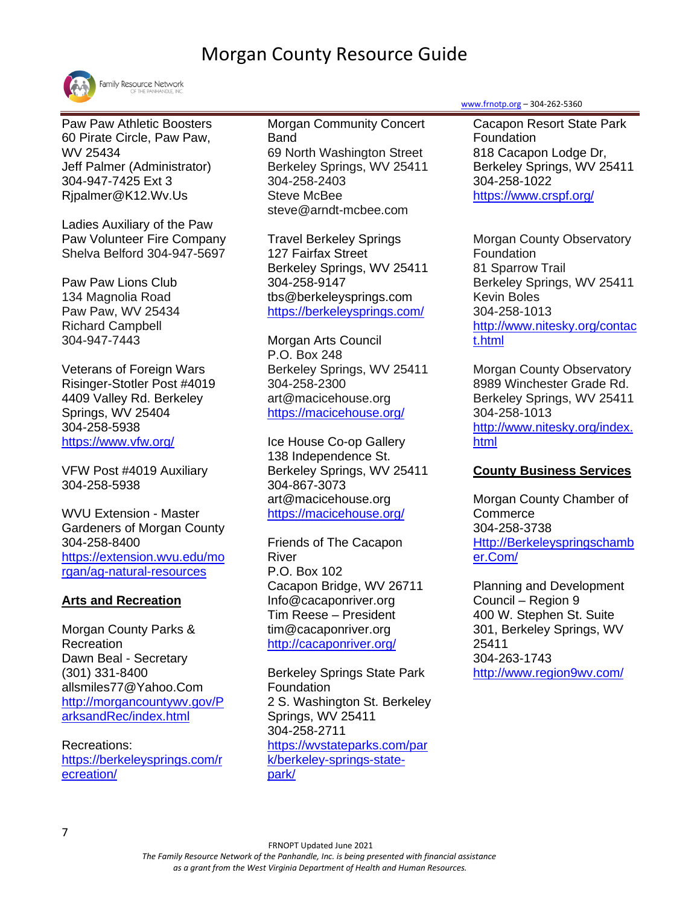Paw Paw Athletic Boosters
60 Pirate Circle, Paw Paw, WV 25434
Jeff Palmer (Administrator)
304-947-7425 Ext 3
Rjpalmer@K12.Wv.Us

Ladies Auxiliary of the Paw Paw Volunteer Fire Company
Shelva Belford 304-947-5697

Paw Paw Lions Club
134 Magnolia Road
Paw Paw, WV 25434
Richard Campbell
304-947-7443

Veterans of Foreign Wars Risinger-Stotler Post #4019
4409 Valley Rd. Berkeley Springs, WV 25404
304-258-5938
https://www.vfw.org/

VFW Post #4019 Auxiliary
304-258-5938

WVU Extension - Master Gardeners of Morgan County
304-258-8400
https://extension.wvu.edu/morgan/ag-natural-resources

## Arts and Recreation

Morgan County Parks & Recreation
Dawn Beal - Secretary
(301) 331-8400
allsmiles77@Yahoo.Com
http://morgancountywv.gov/ParksandRec/index.html

Recreations:
https://berkeleysprings.com/recreation/

Morgan Community Concert Band
69 North Washington Street
Berkeley Springs, WV 25411
304-258-2403
Steve McBee
steve@arndt-mcbee.com

Travel Berkeley Springs
127 Fairfax Street
Berkeley Springs, WV 25411
304-258-9147
tbs@berkeleysprings.com
https://berkeleysprings.com/

Morgan Arts Council
P.O. Box 248
Berkeley Springs, WV 25411
304-258-2300
art@macicehouse.org
https://macicehouse.org/

Ice House Co-op Gallery
138 Independence St.
Berkeley Springs, WV 25411
304-867-3073
art@macicehouse.org
https://macicehouse.org/

Friends of The Cacapon River
P.O. Box 102
Cacapon Bridge, WV 26711
Info@cacaponriver.org
Tim Reese – President
tim@cacaponriver.org
http://cacaponriver.org/

Berkeley Springs State Park Foundation
2 S. Washington St. Berkeley Springs, WV 25411
304-258-2711
https://wvstateparks.com/park/berkeley-springs-state-park/

Cacapon Resort State Park Foundation
818 Cacapon Lodge Dr, Berkeley Springs, WV 25411
304-258-1022
https://www.crspf.org/

Morgan County Observatory Foundation
81 Sparrow Trail
Berkeley Springs, WV 25411
Kevin Boles
304-258-1013
http://www.nitesky.org/contact.html

Morgan County Observatory
8989 Winchester Grade Rd.
Berkeley Springs, WV 25411
304-258-1013
http://www.nitesky.org/index.html

## County Business Services

Morgan County Chamber of Commerce
304-258-3738
Http://Berkeleyspringschamber.Com/

Planning and Development Council – Region 9
400 W. Stephen St. Suite 301, Berkeley Springs, WV 25411
304-263-1743
http://www.region9wv.com/